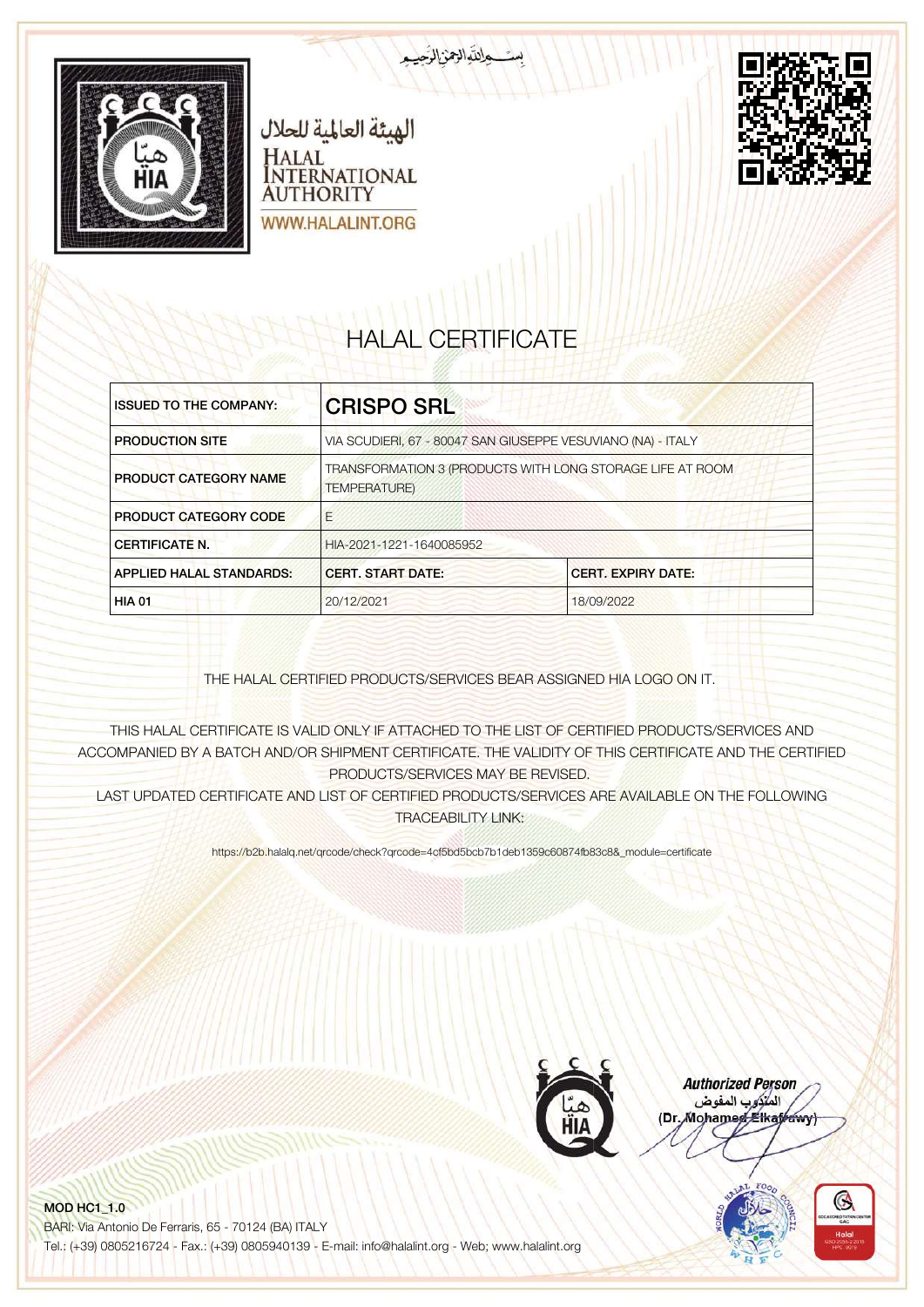بِسْمِ اللهِ الرَّحْمٰنِ الرَّحِيمِ

الهيئة العالمية للحلال

HALAL INTERNATIONAL AUTHORITY

WWW.HALALINT.ORG

# HALAL CERTIFICATE

| ISSUED TO THE COMPANY: | **CRISPO SRL** | |
|---|---|---|
| PRODUCTION SITE | VIA SCUDIERI, 67 - 80047 SAN GIUSEPPE VESUVIANO (NA) - ITALY | |
| PRODUCT CATEGORY NAME | TRANSFORMATION 3 (PRODUCTS WITH LONG STORAGE LIFE AT ROOM TEMPERATURE) | |
| PRODUCT CATEGORY CODE | E | |
| CERTIFICATE N. | HIA-2021-1221-1640085952 | |
| APPLIED HALAL STANDARDS: | CERT. START DATE: | CERT. EXPIRY DATE: |
| HIA 01 | 20/12/2021 | 18/09/2022 |

THE HALAL CERTIFIED PRODUCTS/SERVICES BEAR ASSIGNED HIA LOGO ON IT.

THIS HALAL CERTIFICATE IS VALID ONLY IF ATTACHED TO THE LIST OF CERTIFIED PRODUCTS/SERVICES AND ACCOMPANIED BY A BATCH AND/OR SHIPMENT CERTIFICATE. THE VALIDITY OF THIS CERTIFICATE AND THE CERTIFIED PRODUCTS/SERVICES MAY BE REVISED.
LAST UPDATED CERTIFICATE AND LIST OF CERTIFIED PRODUCTS/SERVICES ARE AVAILABLE ON THE FOLLOWING TRACEABILITY LINK:

https://b2b.halalq.net/qrcode/check?qrcode=4cf5bd5bcb7b1deb1359c60874fb83c8&_module=certificate

***Authorized Person***
المندوب المفوض
(Dr. Mohamed Elkafrawy)

**MOD HC1_1.0**
BARI: Via Antonio De Ferraris, 65 - 70124 (BA) ITALY
Tel.: (+39) 0805216724 - Fax.: (+39) 0805940139 - E-mail: info@halalint.org - Web; www.halalint.org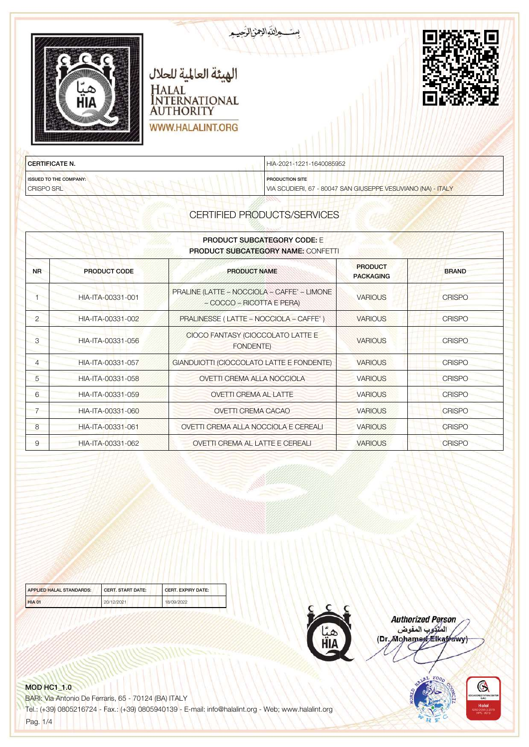بســـم الله الرحمن الرحيم

# الهيئة العالمية للحلال

# HALAL INTERNATIONAL AUTHORITY

WWW.HALALINT.ORG

| CERTIFICATE N. | HIA-2021-1221-1640085952 |
|---|---|
| ISSUED TO THE COMPANY: CRISPO SRL | PRODUCTION SITE VIA SCUDIERI, 67 - 80047 SAN GIUSEPPE VESUVIANO (NA) - ITALY |

## CERTIFIED PRODUCTS/SERVICES

**PRODUCT SUBCATEGORY CODE:** E
**PRODUCT SUBCATEGORY NAME:** CONFETTI

| NR | PRODUCT CODE | PRODUCT NAME | PRODUCT PACKAGING | BRAND |
|---|---|---|---|---|
| 1 | HIA-ITA-00331-001 | PRALINE (LATTE – NOCCIOLA – CAFFE' – LIMONE – COCCO – RICOTTA E PERA) | VARIOUS | CRISPO |
| 2 | HIA-ITA-00331-002 | PRALINESSE ( LATTE – NOCCIOLA – CAFFE' ) | VARIOUS | CRISPO |
| 3 | HIA-ITA-00331-056 | CIOCO FANTASY (CIOCCOLATO LATTE E FONDENTE) | VARIOUS | CRISPO |
| 4 | HIA-ITA-00331-057 | GIANDUIOTTI (CIOCCOLATO LATTE E FONDENTE) | VARIOUS | CRISPO |
| 5 | HIA-ITA-00331-058 | OVETTI CREMA ALLA NOCCIOLA | VARIOUS | CRISPO |
| 6 | HIA-ITA-00331-059 | OVETTI CREMA AL LATTE | VARIOUS | CRISPO |
| 7 | HIA-ITA-00331-060 | OVETTI CREMA CACAO | VARIOUS | CRISPO |
| 8 | HIA-ITA-00331-061 | OVETTI CREMA ALLA NOCCIOLA E CEREALI | VARIOUS | CRISPO |
| 9 | HIA-ITA-00331-062 | OVETTI CREMA AL LATTE E CEREALI | VARIOUS | CRISPO |

| APPLIED HALAL STANDARDS: | CERT. START DATE: | CERT. EXPIRY DATE: |
|---|---|---|
| HIA 01 | 20/12/2021 | 18/09/2022 |

***Authorized Person***
المندوب المفوض
(Dr. Mohamed Elkafrawy)

MOD HC1_1.0
BARI: Via Antonio De Ferraris, 65 - 70124 (BA) ITALY
Tel.: (+39) 0805216724 - Fax.: (+39) 0805940139 - E-mail: info@halalint.org - Web: www.halalint.org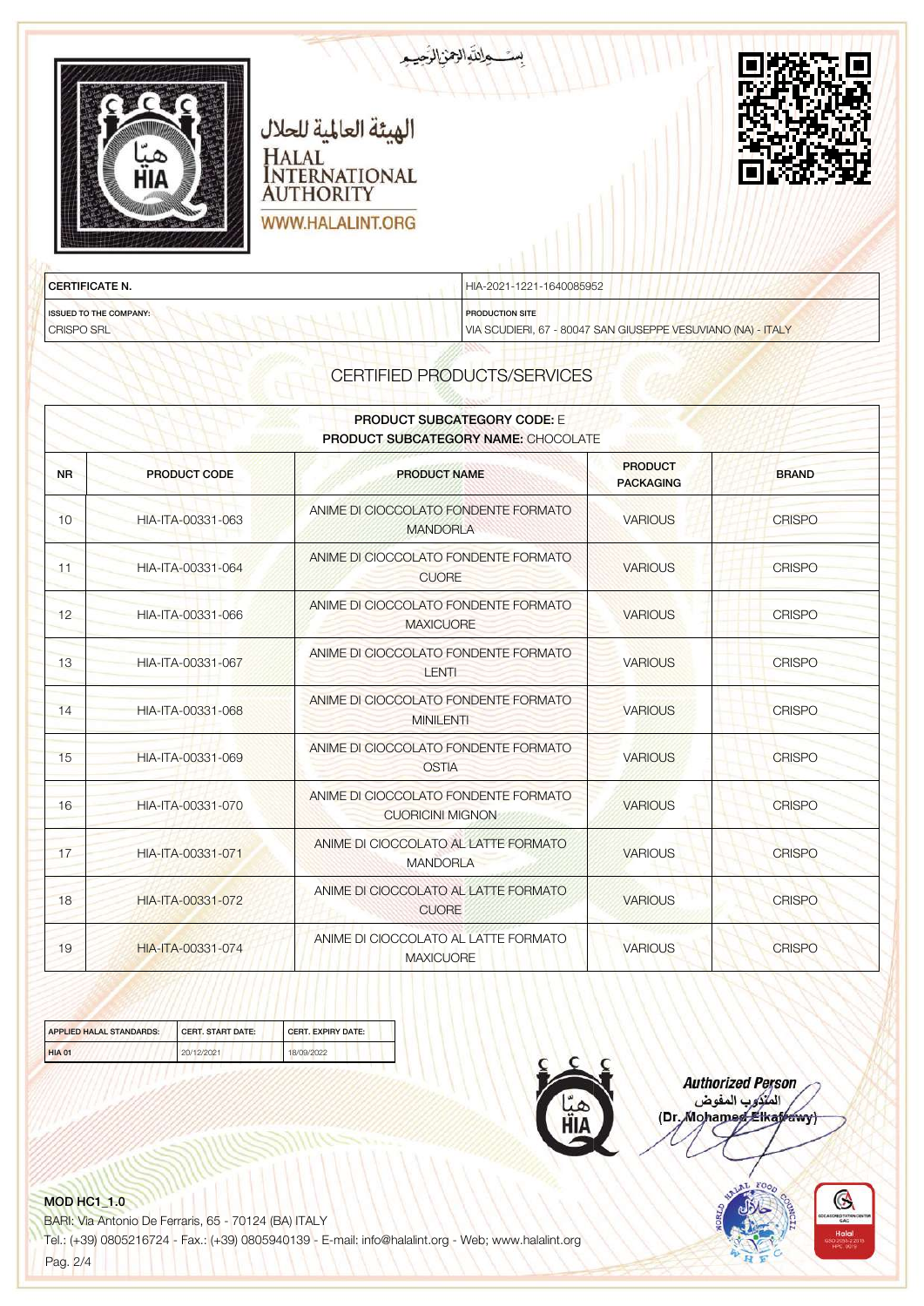بســـم الله الرحمن الرحيـم

الهيئة العالمية للحلال

HALAL INTERNATIONAL AUTHORITY

WWW.HALALINT.ORG

| CERTIFICATE N. | HIA-2021-1221-1640085952 |
|---|---|
| ISSUED TO THE COMPANY: CRISPO SRL | PRODUCTION SITE VIA SCUDIERI, 67 - 80047 SAN GIUSEPPE VESUVIANO (NA) - ITALY |

## CERTIFIED PRODUCTS/SERVICES

**PRODUCT SUBCATEGORY CODE:** E
**PRODUCT SUBCATEGORY NAME:** CHOCOLATE

| NR | PRODUCT CODE | PRODUCT NAME | PRODUCT PACKAGING | BRAND |
|---|---|---|---|---|
| 10 | HIA-ITA-00331-063 | ANIME DI CIOCCOLATO FONDENTE FORMATO MANDORLA | VARIOUS | CRISPO |
| 11 | HIA-ITA-00331-064 | ANIME DI CIOCCOLATO FONDENTE FORMATO CUORE | VARIOUS | CRISPO |
| 12 | HIA-ITA-00331-066 | ANIME DI CIOCCOLATO FONDENTE FORMATO MAXICUORE | VARIOUS | CRISPO |
| 13 | HIA-ITA-00331-067 | ANIME DI CIOCCOLATO FONDENTE FORMATO LENTI | VARIOUS | CRISPO |
| 14 | HIA-ITA-00331-068 | ANIME DI CIOCCOLATO FONDENTE FORMATO MINILENTI | VARIOUS | CRISPO |
| 15 | HIA-ITA-00331-069 | ANIME DI CIOCCOLATO FONDENTE FORMATO OSTIA | VARIOUS | CRISPO |
| 16 | HIA-ITA-00331-070 | ANIME DI CIOCCOLATO FONDENTE FORMATO CUORICINI MIGNON | VARIOUS | CRISPO |
| 17 | HIA-ITA-00331-071 | ANIME DI CIOCCOLATO AL LATTE FORMATO MANDORLA | VARIOUS | CRISPO |
| 18 | HIA-ITA-00331-072 | ANIME DI CIOCCOLATO AL LATTE FORMATO CUORE | VARIOUS | CRISPO |
| 19 | HIA-ITA-00331-074 | ANIME DI CIOCCOLATO AL LATTE FORMATO MAXICUORE | VARIOUS | CRISPO |

| APPLIED HALAL STANDARDS: | CERT. START DATE: | CERT. EXPIRY DATE: |
|---|---|---|
| HIA 01 | 20/12/2021 | 18/09/2022 |

*Authorized Person*
المندوب المفوض
(Dr. Mohamed Elkafrawy)

MOD HC1_1.0
BARI: Via Antonio De Ferraris, 65 - 70124 (BA) ITALY
Tel.: (+39) 0805216724 - Fax.: (+39) 0805940139 - E-mail: info@halalint.org - Web; www.halalint.org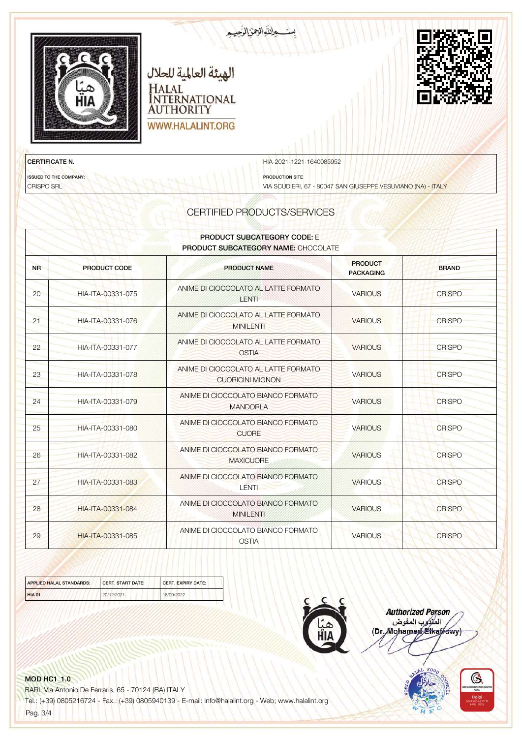بســـمِ اللهِ الرحمٰنِ الرحيـمِ

الهيئة العالمية للحلال

HALAL INTERNATIONAL AUTHORITY

WWW.HALALINT.ORG

| CERTIFICATE N. | HIA-2021-1221-1640085952 |
|---|---|
| ISSUED TO THE COMPANY: CRISPO SRL | PRODUCTION SITE VIA SCUDIERI, 67 - 80047 SAN GIUSEPPE VESUVIANO (NA) - ITALY |

## CERTIFIED PRODUCTS/SERVICES

**PRODUCT SUBCATEGORY CODE:** E
**PRODUCT SUBCATEGORY NAME:** CHOCOLATE

| NR | PRODUCT CODE | PRODUCT NAME | PRODUCT PACKAGING | BRAND |
|---|---|---|---|---|
| 20 | HIA-ITA-00331-075 | ANIME DI CIOCCOLATO AL LATTE FORMATO LENTI | VARIOUS | CRISPO |
| 21 | HIA-ITA-00331-076 | ANIME DI CIOCCOLATO AL LATTE FORMATO MINILENTI | VARIOUS | CRISPO |
| 22 | HIA-ITA-00331-077 | ANIME DI CIOCCOLATO AL LATTE FORMATO OSTIA | VARIOUS | CRISPO |
| 23 | HIA-ITA-00331-078 | ANIME DI CIOCCOLATO AL LATTE FORMATO CUORICINI MIGNON | VARIOUS | CRISPO |
| 24 | HIA-ITA-00331-079 | ANIME DI CIOCCOLATO BIANCO FORMATO MANDORLA | VARIOUS | CRISPO |
| 25 | HIA-ITA-00331-080 | ANIME DI CIOCCOLATO BIANCO FORMATO CUORE | VARIOUS | CRISPO |
| 26 | HIA-ITA-00331-082 | ANIME DI CIOCCOLATO BIANCO FORMATO MAXICUORE | VARIOUS | CRISPO |
| 27 | HIA-ITA-00331-083 | ANIME DI CIOCCOLATO BIANCO FORMATO LENTI | VARIOUS | CRISPO |
| 28 | HIA-ITA-00331-084 | ANIME DI CIOCCOLATO BIANCO FORMATO MINILENTI | VARIOUS | CRISPO |
| 29 | HIA-ITA-00331-085 | ANIME DI CIOCCOLATO BIANCO FORMATO OSTIA | VARIOUS | CRISPO |

| APPLIED HALAL STANDARDS: | CERT. START DATE: | CERT. EXPIRY DATE: |
|---|---|---|
| HIA 01 | 20/12/2021 | 18/09/2022 |

***Authorized Person***
المندوب المفوض
(Dr. Mohamed Elkafrawy)

MOD HC1_1.0
BARI: Via Antonio De Ferraris, 65 - 70124 (BA) ITALY
Tel.: (+39) 0805216724 - Fax.: (+39) 0805940139 - E-mail: info@halalint.org - Web; www.halalint.org
Pag. 3/4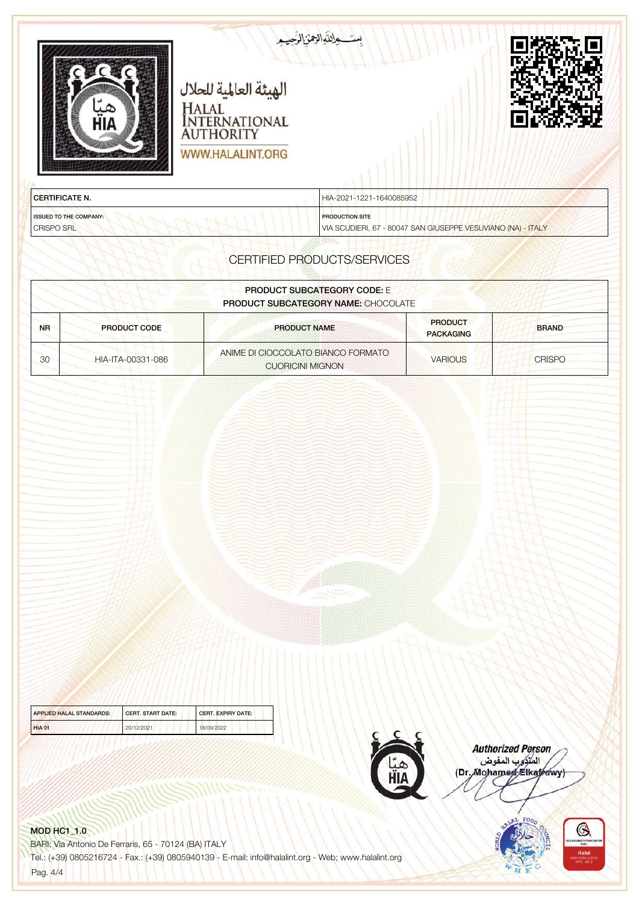بسم الله الرحمن الرحيم

الهيئة العالمية للحلال

HALAL INTERNATIONAL AUTHORITY

WWW.HALALINT.ORG

| CERTIFICATE N. | HIA-2021-1221-1640085952 |
|---|---|
| ISSUED TO THE COMPANY: CRISPO SRL | PRODUCTION SITE VIA SCUDIERI, 67 - 80047 SAN GIUSEPPE VESUVIANO (NA) - ITALY |

## CERTIFIED PRODUCTS/SERVICES

**PRODUCT SUBCATEGORY CODE:** E
**PRODUCT SUBCATEGORY NAME:** CHOCOLATE

| NR | PRODUCT CODE | PRODUCT NAME | PRODUCT PACKAGING | BRAND |
|---|---|---|---|---|
| 30 | HIA-ITA-00331-086 | ANIME DI CIOCCOLATO BIANCO FORMATO CUORICINI MIGNON | VARIOUS | CRISPO |

| APPLIED HALAL STANDARDS: | CERT. START DATE: | CERT. EXPIRY DATE: |
|---|---|---|
| HIA 01 | 20/12/2021 | 18/09/2022 |

**Authorized Person**
المندوب المفوض
(Dr. Mohamed Elkafrawy)

**MOD HC1_1.0**
BARI: Via Antonio De Ferraris, 65 - 70124 (BA) ITALY
Tel.: (+39) 0805216724 - Fax.: (+39) 0805940139 - E-mail: info@halalint.org - Web; www.halalint.org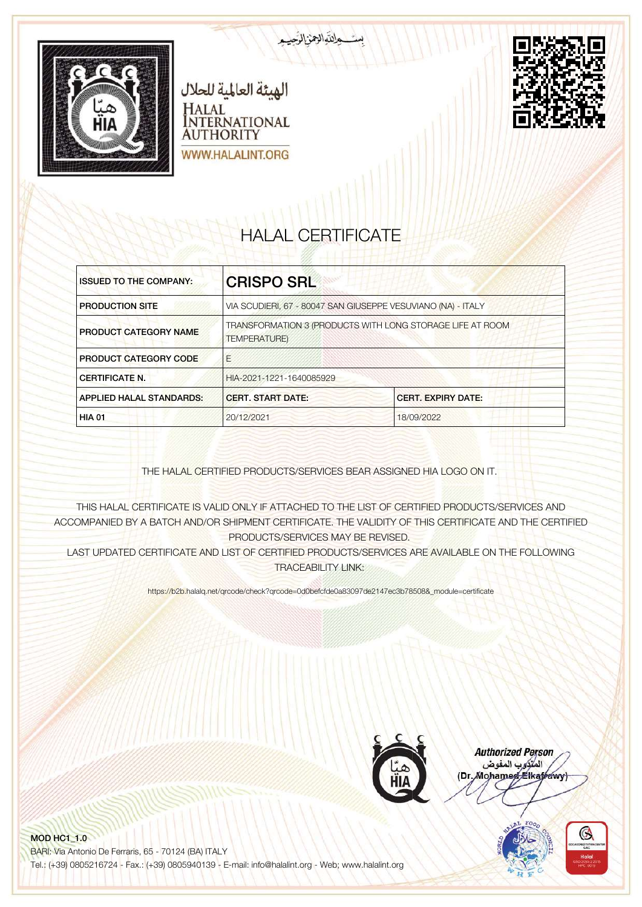بســم الله الرحمن الرحيم

الهيئة العالمية للحلال

HALAL INTERNATIONAL AUTHORITY

WWW.HALALINT.ORG

# HALAL CERTIFICATE

| ISSUED TO THE COMPANY: | **CRISPO SRL** | |
|---|---|---|
| PRODUCTION SITE | VIA SCUDIERI, 67 - 80047 SAN GIUSEPPE VESUVIANO (NA) - ITALY | |
| PRODUCT CATEGORY NAME | TRANSFORMATION 3 (PRODUCTS WITH LONG STORAGE LIFE AT ROOM TEMPERATURE) | |
| PRODUCT CATEGORY CODE | E | |
| CERTIFICATE N. | HIA-2021-1221-1640085929 | |
| APPLIED HALAL STANDARDS: | CERT. START DATE: | CERT. EXPIRY DATE: |
| HIA 01 | 20/12/2021 | 18/09/2022 |

THE HALAL CERTIFIED PRODUCTS/SERVICES BEAR ASSIGNED HIA LOGO ON IT.

THIS HALAL CERTIFICATE IS VALID ONLY IF ATTACHED TO THE LIST OF CERTIFIED PRODUCTS/SERVICES AND ACCOMPANIED BY A BATCH AND/OR SHIPMENT CERTIFICATE. THE VALIDITY OF THIS CERTIFICATE AND THE CERTIFIED PRODUCTS/SERVICES MAY BE REVISED.
LAST UPDATED CERTIFICATE AND LIST OF CERTIFIED PRODUCTS/SERVICES ARE AVAILABLE ON THE FOLLOWING TRACEABILITY LINK:

https://b2b.halalq.net/qrcode/check?qrcode=0d0befcfde0a83097de2147ec3b78508&_module=certificate

***Authorized Person***
المندوب المفوض
(Dr. Mohamed Elkafrawy)

**MOD HC1_1.0**
BARI: Via Antonio De Ferraris, 65 - 70124 (BA) ITALY
Tel.: (+39) 0805216724 - Fax.: (+39) 0805940139 - E-mail: info@halalint.org - Web; www.halalint.org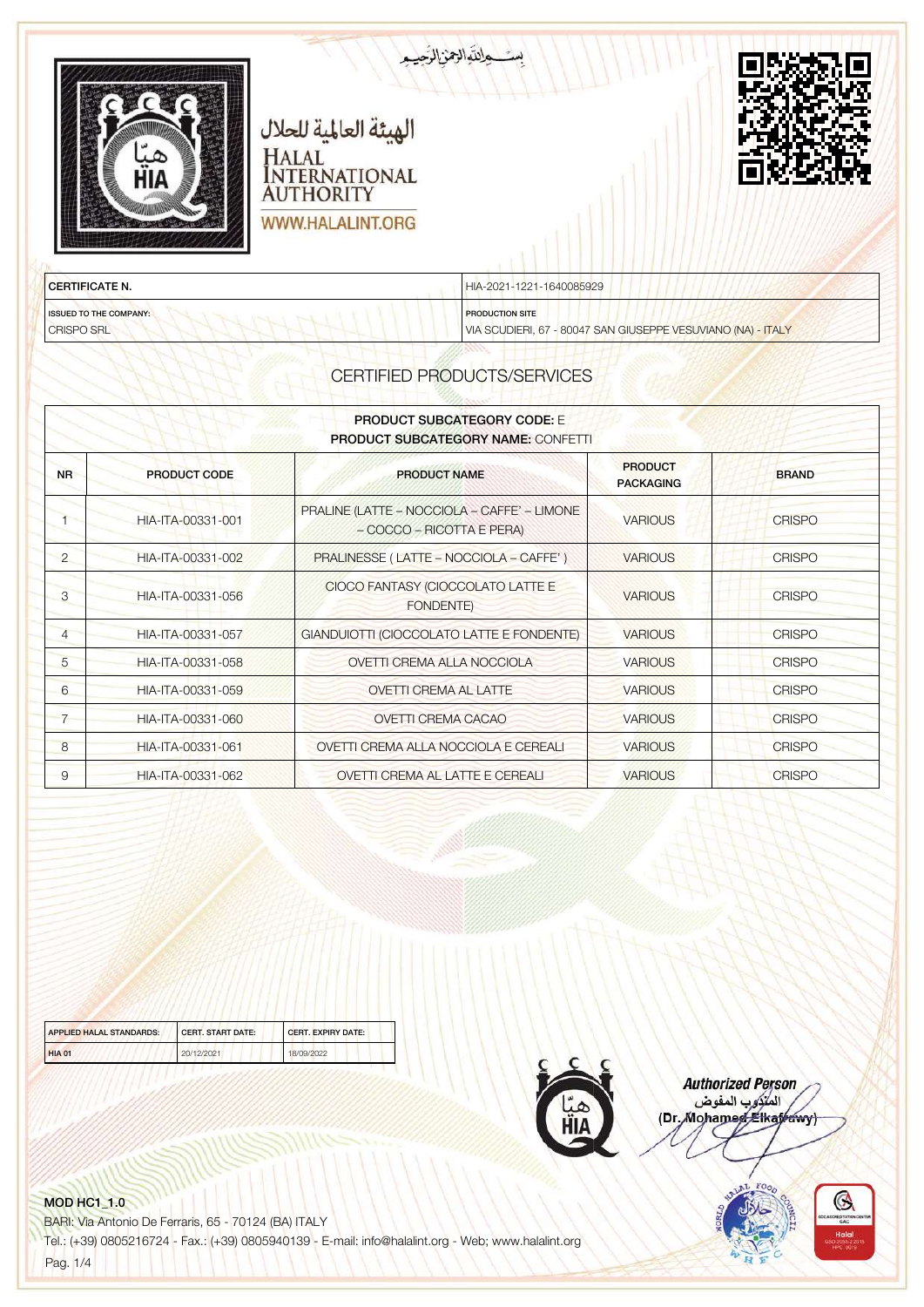بســم الله الرحمن الرحيم

الهيئة العالمية للحلال

HALAL INTERNATIONAL AUTHORITY

WWW.HALALINT.ORG

| CERTIFICATE N. | HIA-2021-1221-1640085929 |
|---|---|
| ISSUED TO THE COMPANY: CRISPO SRL | PRODUCTION SITE VIA SCUDIERI, 67 - 80047 SAN GIUSEPPE VESUVIANO (NA) - ITALY |

## CERTIFIED PRODUCTS/SERVICES

**PRODUCT SUBCATEGORY CODE:** E
**PRODUCT SUBCATEGORY NAME:** CONFETTI

| NR | PRODUCT CODE | PRODUCT NAME | PRODUCT PACKAGING | BRAND |
|---|---|---|---|---|
| 1 | HIA-ITA-00331-001 | PRALINE (LATTE – NOCCIOLA – CAFFE' – LIMONE – COCCO – RICOTTA E PERA) | VARIOUS | CRISPO |
| 2 | HIA-ITA-00331-002 | PRALINESSE ( LATTE – NOCCIOLA – CAFFE' ) | VARIOUS | CRISPO |
| 3 | HIA-ITA-00331-056 | CIOCO FANTASY (CIOCCOLATO LATTE E FONDENTE) | VARIOUS | CRISPO |
| 4 | HIA-ITA-00331-057 | GIANDUIOTTI (CIOCCOLATO LATTE E FONDENTE) | VARIOUS | CRISPO |
| 5 | HIA-ITA-00331-058 | OVETTI CREMA ALLA NOCCIOLA | VARIOUS | CRISPO |
| 6 | HIA-ITA-00331-059 | OVETTI CREMA AL LATTE | VARIOUS | CRISPO |
| 7 | HIA-ITA-00331-060 | OVETTI CREMA CACAO | VARIOUS | CRISPO |
| 8 | HIA-ITA-00331-061 | OVETTI CREMA ALLA NOCCIOLA E CEREALI | VARIOUS | CRISPO |
| 9 | HIA-ITA-00331-062 | OVETTI CREMA AL LATTE E CEREALI | VARIOUS | CRISPO |

| APPLIED HALAL STANDARDS: | CERT. START DATE: | CERT. EXPIRY DATE: |
|---|---|---|
| HIA 01 | 20/12/2021 | 18/09/2022 |

**Authorized Person**
المندوب المفوض
(Dr. Mohamed Elkafrawy)

MOD HC1_1.0
BARI: Via Antonio De Ferraris, 65 - 70124 (BA) ITALY
Tel.: (+39) 0805216724 - Fax.: (+39) 0805940139 - E-mail: info@halalint.org - Web; www.halalint.org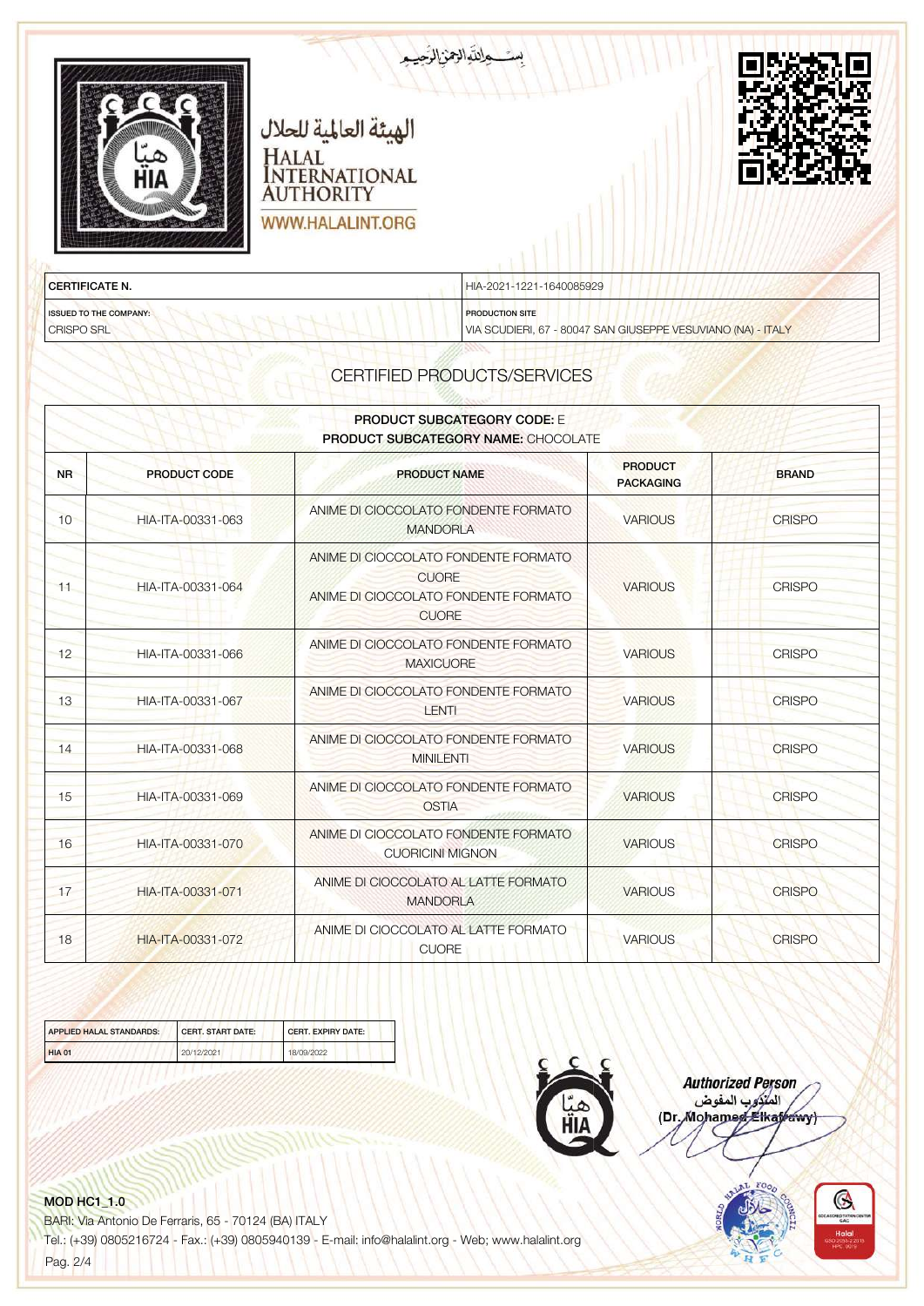بسم الله الرحمن الرحيم

الهيئة العالمية للحلال

HALAL INTERNATIONAL AUTHORITY

WWW.HALALINT.ORG

| CERTIFICATE N. | HIA-2021-1221-1640085929 |
|---|---|
| ISSUED TO THE COMPANY: CRISPO SRL | PRODUCTION SITE VIA SCUDIERI, 67 - 80047 SAN GIUSEPPE VESUVIANO (NA) - ITALY |

## CERTIFIED PRODUCTS/SERVICES

**PRODUCT SUBCATEGORY CODE:** E
**PRODUCT SUBCATEGORY NAME:** CHOCOLATE

| NR | PRODUCT CODE | PRODUCT NAME | PRODUCT PACKAGING | BRAND |
|---|---|---|---|---|
| 10 | HIA-ITA-00331-063 | ANIME DI CIOCCOLATO FONDENTE FORMATO MANDORLA | VARIOUS | CRISPO |
| 11 | HIA-ITA-00331-064 | ANIME DI CIOCCOLATO FONDENTE FORMATO CUORE ANIME DI CIOCCOLATO FONDENTE FORMATO CUORE | VARIOUS | CRISPO |
| 12 | HIA-ITA-00331-066 | ANIME DI CIOCCOLATO FONDENTE FORMATO MAXICUORE | VARIOUS | CRISPO |
| 13 | HIA-ITA-00331-067 | ANIME DI CIOCCOLATO FONDENTE FORMATO LENTI | VARIOUS | CRISPO |
| 14 | HIA-ITA-00331-068 | ANIME DI CIOCCOLATO FONDENTE FORMATO MINILENTI | VARIOUS | CRISPO |
| 15 | HIA-ITA-00331-069 | ANIME DI CIOCCOLATO FONDENTE FORMATO OSTIA | VARIOUS | CRISPO |
| 16 | HIA-ITA-00331-070 | ANIME DI CIOCCOLATO FONDENTE FORMATO CUORICINI MIGNON | VARIOUS | CRISPO |
| 17 | HIA-ITA-00331-071 | ANIME DI CIOCCOLATO AL LATTE FORMATO MANDORLA | VARIOUS | CRISPO |
| 18 | HIA-ITA-00331-072 | ANIME DI CIOCCOLATO AL LATTE FORMATO CUORE | VARIOUS | CRISPO |

| APPLIED HALAL STANDARDS: | CERT. START DATE: | CERT. EXPIRY DATE: |
|---|---|---|
| HIA 01 | 20/12/2021 | 18/09/2022 |

**Authorized Person**
المندوب المفوض
(Dr. Mohamed Elkafrawy)

MOD HC1_1.0
BARI: Via Antonio De Ferraris, 65 - 70124 (BA) ITALY
Tel.: (+39) 0805216724 - Fax.: (+39) 0805940139 - E-mail: info@halalint.org - Web; www.halalint.org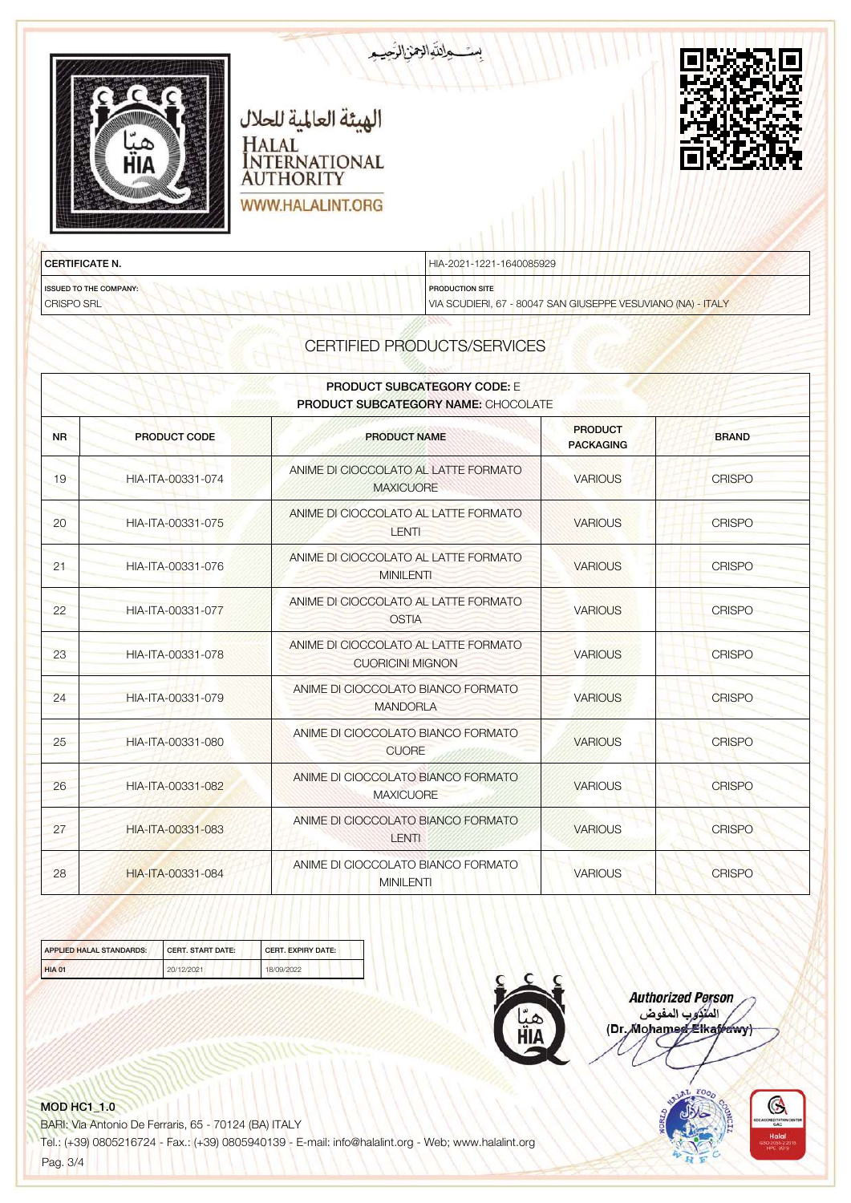بســم الله الرحمن الرحيم

الهيئة العالمية للحلال

HALAL INTERNATIONAL AUTHORITY

WWW.HALALINT.ORG

| CERTIFICATE N. | HIA-2021-1221-1640085929 |
|---|---|
| ISSUED TO THE COMPANY: CRISPO SRL | PRODUCTION SITE VIA SCUDIERI, 67 - 80047 SAN GIUSEPPE VESUVIANO (NA) - ITALY |

## CERTIFIED PRODUCTS/SERVICES

**PRODUCT SUBCATEGORY CODE:** E
**PRODUCT SUBCATEGORY NAME:** CHOCOLATE

| NR | PRODUCT CODE | PRODUCT NAME | PRODUCT PACKAGING | BRAND |
|---|---|---|---|---|
| 19 | HIA-ITA-00331-074 | ANIME DI CIOCCOLATO AL LATTE FORMATO MAXICUORE | VARIOUS | CRISPO |
| 20 | HIA-ITA-00331-075 | ANIME DI CIOCCOLATO AL LATTE FORMATO LENTI | VARIOUS | CRISPO |
| 21 | HIA-ITA-00331-076 | ANIME DI CIOCCOLATO AL LATTE FORMATO MINILENTI | VARIOUS | CRISPO |
| 22 | HIA-ITA-00331-077 | ANIME DI CIOCCOLATO AL LATTE FORMATO OSTIA | VARIOUS | CRISPO |
| 23 | HIA-ITA-00331-078 | ANIME DI CIOCCOLATO AL LATTE FORMATO CUORICINI MIGNON | VARIOUS | CRISPO |
| 24 | HIA-ITA-00331-079 | ANIME DI CIOCCOLATO BIANCO FORMATO MANDORLA | VARIOUS | CRISPO |
| 25 | HIA-ITA-00331-080 | ANIME DI CIOCCOLATO BIANCO FORMATO CUORE | VARIOUS | CRISPO |
| 26 | HIA-ITA-00331-082 | ANIME DI CIOCCOLATO BIANCO FORMATO MAXICUORE | VARIOUS | CRISPO |
| 27 | HIA-ITA-00331-083 | ANIME DI CIOCCOLATO BIANCO FORMATO LENTI | VARIOUS | CRISPO |
| 28 | HIA-ITA-00331-084 | ANIME DI CIOCCOLATO BIANCO FORMATO MINILENTI | VARIOUS | CRISPO |

| APPLIED HALAL STANDARDS: | CERT. START DATE: | CERT. EXPIRY DATE: |
|---|---|---|
| HIA 01 | 20/12/2021 | 18/09/2022 |

*Authorized Person*
المندوب المفوض
(Dr. Mohamed Elkafrawy)

MOD HC1_1.0
BARI: Via Antonio De Ferraris, 65 - 70124 (BA) ITALY
Tel.: (+39) 0805216724 - Fax.: (+39) 0805940139 - E-mail: info@halalint.org - Web: www.halalint.org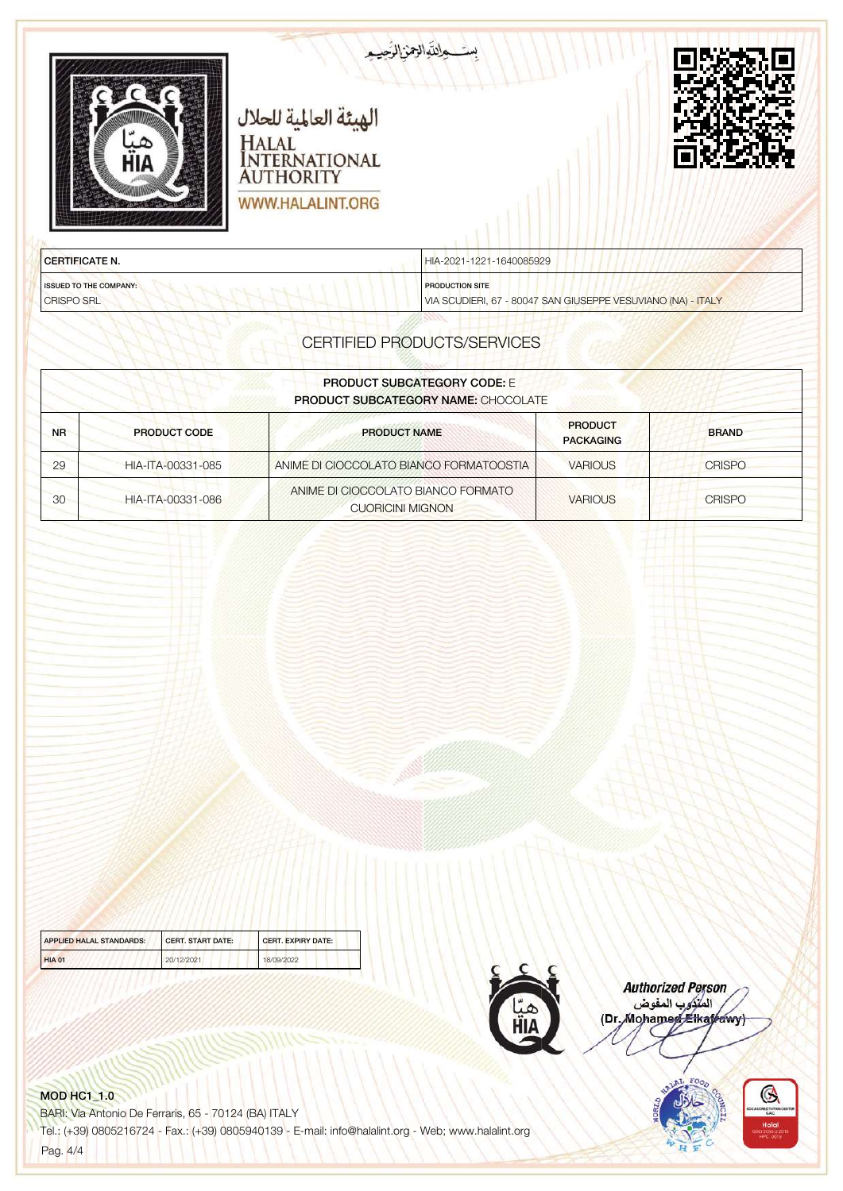بســـم الله الرحمن الرحيـم

الهيئة العالمية للحلال

HALAL INTERNATIONAL AUTHORITY

WWW.HALALINT.ORG

| CERTIFICATE N. | HIA-2021-1221-1640085929 |
|---|---|
| ISSUED TO THE COMPANY: CRISPO SRL | PRODUCTION SITE VIA SCUDIERI, 67 - 80047 SAN GIUSEPPE VESUVIANO (NA) - ITALY |

## CERTIFIED PRODUCTS/SERVICES

**PRODUCT SUBCATEGORY CODE:** E
**PRODUCT SUBCATEGORY NAME:** CHOCOLATE

| NR | PRODUCT CODE | PRODUCT NAME | PRODUCT PACKAGING | BRAND |
|---|---|---|---|---|
| 29 | HIA-ITA-00331-085 | ANIME DI CIOCCOLATO BIANCO FORMATOOSTIA | VARIOUS | CRISPO |
| 30 | HIA-ITA-00331-086 | ANIME DI CIOCCOLATO BIANCO FORMATO CUORICINI MIGNON | VARIOUS | CRISPO |

| APPLIED HALAL STANDARDS: | CERT. START DATE: | CERT. EXPIRY DATE: |
|---|---|---|
| HIA 01 | 20/12/2021 | 18/09/2022 |

*Authorized Person*
المندوب المفوض
(Dr. Mohamed Elkafrawy)

MOD HC1_1.0
BARI: Via Antonio De Ferraris, 65 - 70124 (BA) ITALY
Tel.: (+39) 0805216724 - Fax.: (+39) 0805940139 - E-mail: info@halalint.org - Web; www.halalint.org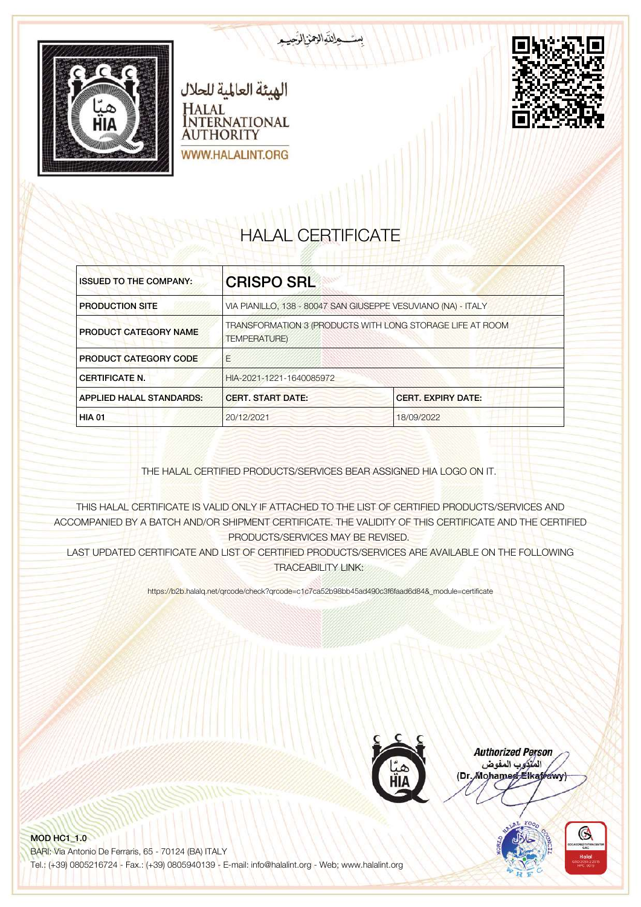بســـم الله الرحمن الرحيـم

الهيئة العالمية للحلال

HALAL INTERNATIONAL AUTHORITY

WWW.HALALINT.ORG

# HALAL CERTIFICATE

| ISSUED TO THE COMPANY: | **CRISPO SRL** | |
|---|---|---|
| PRODUCTION SITE | VIA PIANILLO, 138 - 80047 SAN GIUSEPPE VESUVIANO (NA) - ITALY | |
| PRODUCT CATEGORY NAME | TRANSFORMATION 3 (PRODUCTS WITH LONG STORAGE LIFE AT ROOM TEMPERATURE) | |
| PRODUCT CATEGORY CODE | E | |
| CERTIFICATE N. | HIA-2021-1221-1640085972 | |
| APPLIED HALAL STANDARDS: | CERT. START DATE: | CERT. EXPIRY DATE: |
| HIA 01 | 20/12/2021 | 18/09/2022 |

THE HALAL CERTIFIED PRODUCTS/SERVICES BEAR ASSIGNED HIA LOGO ON IT.

THIS HALAL CERTIFICATE IS VALID ONLY IF ATTACHED TO THE LIST OF CERTIFIED PRODUCTS/SERVICES AND ACCOMPANIED BY A BATCH AND/OR SHIPMENT CERTIFICATE. THE VALIDITY OF THIS CERTIFICATE AND THE CERTIFIED PRODUCTS/SERVICES MAY BE REVISED.
LAST UPDATED CERTIFICATE AND LIST OF CERTIFIED PRODUCTS/SERVICES ARE AVAILABLE ON THE FOLLOWING TRACEABILITY LINK:

https://b2b.halalq.net/qrcode/check?qrcode=c1c7ca52b98bb45ad490c3f6faad6d84&_module=certificate

***Authorized Person***
المندوب المفوض
(Dr. Mohamed Elkafrawy)

**MOD HC1_1.0**
BARI: Via Antonio De Ferraris, 65 - 70124 (BA) ITALY
Tel.: (+39) 0805216724 - Fax.: (+39) 0805940139 - E-mail: info@halalint.org - Web; www.halalint.org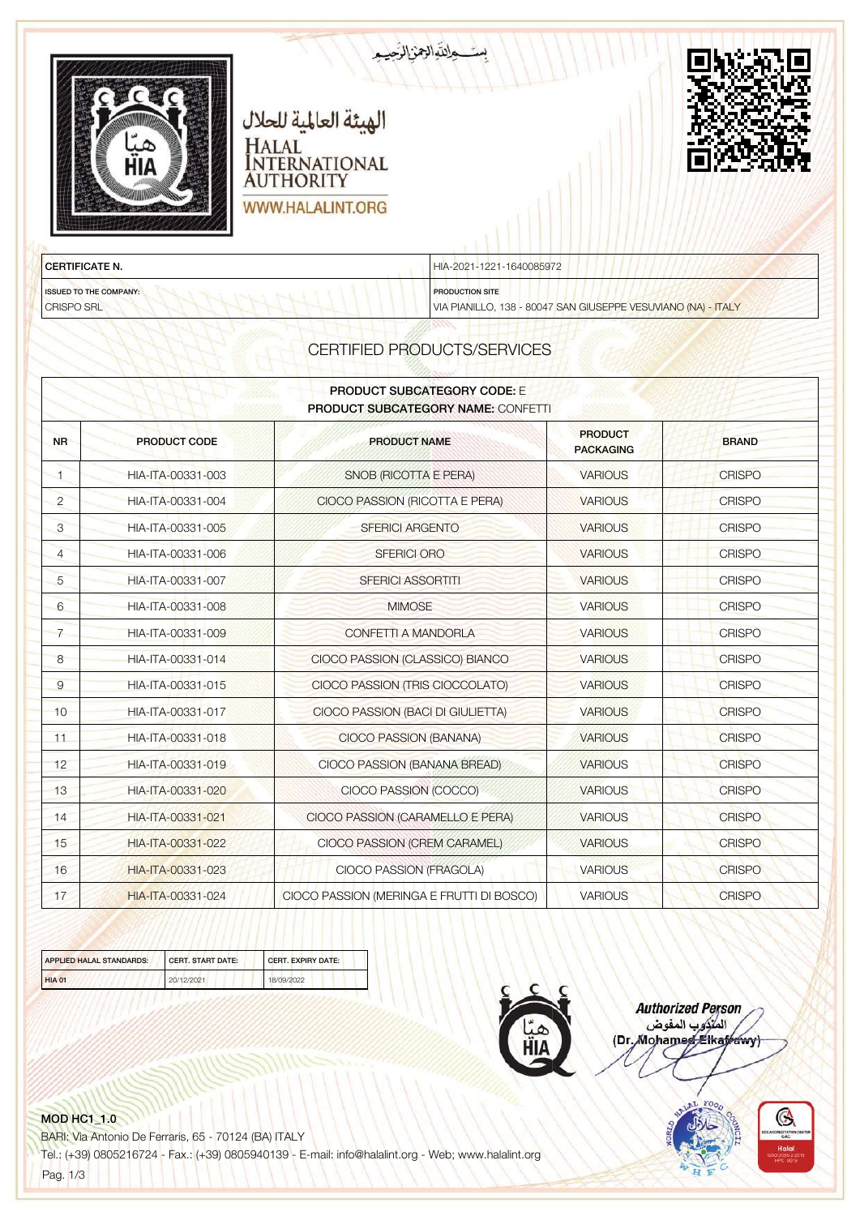بســـم الله الرحمن الرحيـم

الهيئة العالمية للحلال

HALAL INTERNATIONAL AUTHORITY

WWW.HALALINT.ORG

| CERTIFICATE N. | HIA-2021-1221-1640085972 |
|---|---|
| ISSUED TO THE COMPANY: CRISPO SRL | PRODUCTION SITE VIA PIANILLO, 138 - 80047 SAN GIUSEPPE VESUVIANO (NA) - ITALY |

## CERTIFIED PRODUCTS/SERVICES

**PRODUCT SUBCATEGORY CODE:** E
**PRODUCT SUBCATEGORY NAME:** CONFETTI

| NR | PRODUCT CODE | PRODUCT NAME | PRODUCT PACKAGING | BRAND |
|---|---|---|---|---|
| 1 | HIA-ITA-00331-003 | SNOB (RICOTTA E PERA) | VARIOUS | CRISPO |
| 2 | HIA-ITA-00331-004 | CIOCO PASSION (RICOTTA E PERA) | VARIOUS | CRISPO |
| 3 | HIA-ITA-00331-005 | SFERICI ARGENTO | VARIOUS | CRISPO |
| 4 | HIA-ITA-00331-006 | SFERICI ORO | VARIOUS | CRISPO |
| 5 | HIA-ITA-00331-007 | SFERICI ASSORTITI | VARIOUS | CRISPO |
| 6 | HIA-ITA-00331-008 | MIMOSE | VARIOUS | CRISPO |
| 7 | HIA-ITA-00331-009 | CONFETTI A MANDORLA | VARIOUS | CRISPO |
| 8 | HIA-ITA-00331-014 | CIOCO PASSION (CLASSICO) BIANCO | VARIOUS | CRISPO |
| 9 | HIA-ITA-00331-015 | CIOCO PASSION (TRIS CIOCCOLATO) | VARIOUS | CRISPO |
| 10 | HIA-ITA-00331-017 | CIOCO PASSION (BACI DI GIULIETTA) | VARIOUS | CRISPO |
| 11 | HIA-ITA-00331-018 | CIOCO PASSION (BANANA) | VARIOUS | CRISPO |
| 12 | HIA-ITA-00331-019 | CIOCO PASSION (BANANA BREAD) | VARIOUS | CRISPO |
| 13 | HIA-ITA-00331-020 | CIOCO PASSION (COCCO) | VARIOUS | CRISPO |
| 14 | HIA-ITA-00331-021 | CIOCO PASSION (CARAMELLO E PERA) | VARIOUS | CRISPO |
| 15 | HIA-ITA-00331-022 | CIOCO PASSION (CREM CARAMEL) | VARIOUS | CRISPO |
| 16 | HIA-ITA-00331-023 | CIOCO PASSION (FRAGOLA) | VARIOUS | CRISPO |
| 17 | HIA-ITA-00331-024 | CIOCO PASSION (MERINGA E FRUTTI DI BOSCO) | VARIOUS | CRISPO |

| APPLIED HALAL STANDARDS: | CERT. START DATE: | CERT. EXPIRY DATE: |
|---|---|---|
| HIA 01 | 20/12/2021 | 18/09/2022 |

***Authorized Person***
المندوب المفوض
(Dr. Mohamed Elkafrawy)

MOD HC1_1.0
BARI: Via Antonio De Ferraris, 65 - 70124 (BA) ITALY
Tel.: (+39) 0805216724 - Fax.: (+39) 0805940139 - E-mail: info@halalint.org - Web: www.halalint.org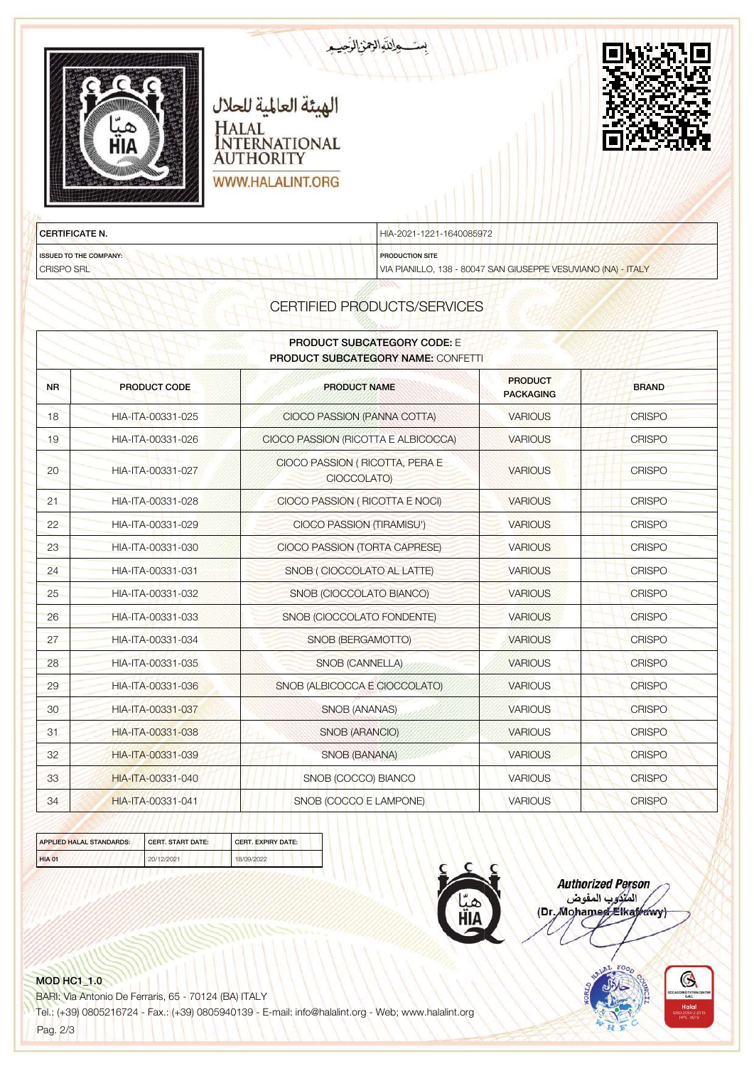بســـم الله الرحمن الرحيـم

الهيئة العالمية للحلال

HALAL INTERNATIONAL AUTHORITY

WWW.HALALINT.ORG

| CERTIFICATE N. | HIA-2021-1221-1640085972 |
|---|---|
| ISSUED TO THE COMPANY: CRISPO SRL | PRODUCTION SITE VIA PIANILLO, 138 - 80047 SAN GIUSEPPE VESUVIANO (NA) - ITALY |

## CERTIFIED PRODUCTS/SERVICES

**PRODUCT SUBCATEGORY CODE:** E
**PRODUCT SUBCATEGORY NAME:** CONFETTI

| NR | PRODUCT CODE | PRODUCT NAME | PRODUCT PACKAGING | BRAND |
|---|---|---|---|---|
| 18 | HIA-ITA-00331-025 | CIOCO PASSION (PANNA COTTA) | VARIOUS | CRISPO |
| 19 | HIA-ITA-00331-026 | CIOCO PASSION (RICOTTA E ALBICOCCA) | VARIOUS | CRISPO |
| 20 | HIA-ITA-00331-027 | CIOCO PASSION ( RICOTTA, PERA E CIOCCOLATO) | VARIOUS | CRISPO |
| 21 | HIA-ITA-00331-028 | CIOCO PASSION ( RICOTTA E NOCI) | VARIOUS | CRISPO |
| 22 | HIA-ITA-00331-029 | CIOCO PASSION (TIRAMISU') | VARIOUS | CRISPO |
| 23 | HIA-ITA-00331-030 | CIOCO PASSION (TORTA CAPRESE) | VARIOUS | CRISPO |
| 24 | HIA-ITA-00331-031 | SNOB ( CIOCCOLATO AL LATTE) | VARIOUS | CRISPO |
| 25 | HIA-ITA-00331-032 | SNOB (CIOCCOLATO BIANCO) | VARIOUS | CRISPO |
| 26 | HIA-ITA-00331-033 | SNOB (CIOCCOLATO FONDENTE) | VARIOUS | CRISPO |
| 27 | HIA-ITA-00331-034 | SNOB (BERGAMOTTO) | VARIOUS | CRISPO |
| 28 | HIA-ITA-00331-035 | SNOB (CANNELLA) | VARIOUS | CRISPO |
| 29 | HIA-ITA-00331-036 | SNOB (ALBICOCCA E CIOCCOLATO) | VARIOUS | CRISPO |
| 30 | HIA-ITA-00331-037 | SNOB (ANANAS) | VARIOUS | CRISPO |
| 31 | HIA-ITA-00331-038 | SNOB (ARANCIO) | VARIOUS | CRISPO |
| 32 | HIA-ITA-00331-039 | SNOB (BANANA) | VARIOUS | CRISPO |
| 33 | HIA-ITA-00331-040 | SNOB (COCCO) BIANCO | VARIOUS | CRISPO |
| 34 | HIA-ITA-00331-041 | SNOB (COCCO E LAMPONE) | VARIOUS | CRISPO |

| APPLIED HALAL STANDARDS: | CERT. START DATE: | CERT. EXPIRY DATE: |
|---|---|---|
| HIA 01 | 20/12/2021 | 18/09/2022 |

**Authorized Person**
المندوب المفوض
(Dr. Mohamed Elkafrawy)

MOD HC1_1.0
BARI: Via Antonio De Ferraris, 65 - 70124 (BA) ITALY
Tel.: (+39) 0805216724 - Fax.: (+39) 0805940139 - E-mail: info@halalint.org - Web; www.halalint.org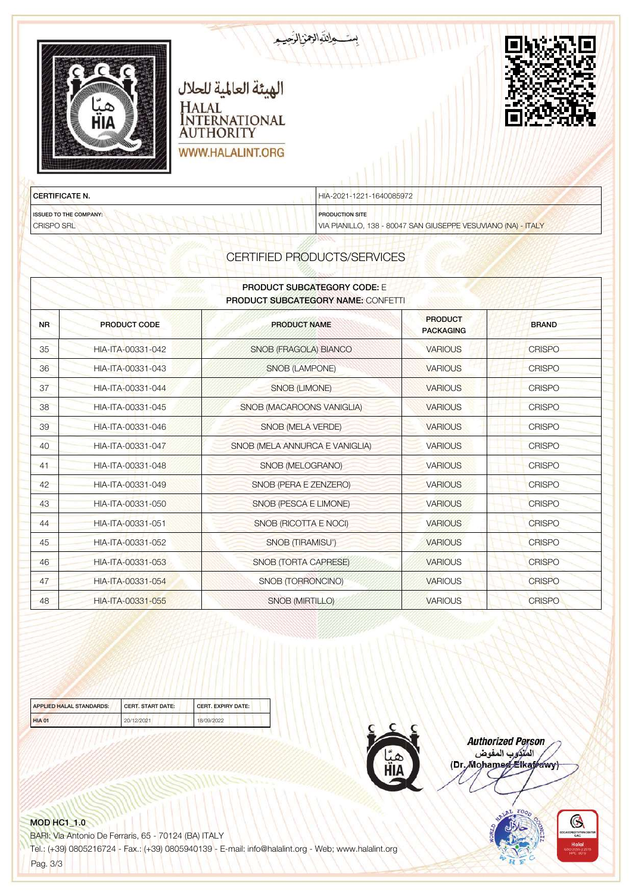بســم الله الرحمن الرحيم

الهيئة العالمية للحلال

HALAL INTERNATIONAL AUTHORITY

WWW.HALALINT.ORG

| CERTIFICATE N. | HIA-2021-1221-1640085972 |
|---|---|
| ISSUED TO THE COMPANY: CRISPO SRL | PRODUCTION SITE VIA PIANILLO, 138 - 80047 SAN GIUSEPPE VESUVIANO (NA) - ITALY |

## CERTIFIED PRODUCTS/SERVICES

**PRODUCT SUBCATEGORY CODE:** E
**PRODUCT SUBCATEGORY NAME:** CONFETTI

| NR | PRODUCT CODE | PRODUCT NAME | PRODUCT PACKAGING | BRAND |
|---|---|---|---|---|
| 35 | HIA-ITA-00331-042 | SNOB (FRAGOLA) BIANCO | VARIOUS | CRISPO |
| 36 | HIA-ITA-00331-043 | SNOB (LAMPONE) | VARIOUS | CRISPO |
| 37 | HIA-ITA-00331-044 | SNOB (LIMONE) | VARIOUS | CRISPO |
| 38 | HIA-ITA-00331-045 | SNOB (MACAROONS VANIGLIA) | VARIOUS | CRISPO |
| 39 | HIA-ITA-00331-046 | SNOB (MELA VERDE) | VARIOUS | CRISPO |
| 40 | HIA-ITA-00331-047 | SNOB (MELA ANNURCA E VANIGLIA) | VARIOUS | CRISPO |
| 41 | HIA-ITA-00331-048 | SNOB (MELOGRANO) | VARIOUS | CRISPO |
| 42 | HIA-ITA-00331-049 | SNOB (PERA E ZENZERO) | VARIOUS | CRISPO |
| 43 | HIA-ITA-00331-050 | SNOB (PESCA E LIMONE) | VARIOUS | CRISPO |
| 44 | HIA-ITA-00331-051 | SNOB (RICOTTA E NOCI) | VARIOUS | CRISPO |
| 45 | HIA-ITA-00331-052 | SNOB (TIRAMISU') | VARIOUS | CRISPO |
| 46 | HIA-ITA-00331-053 | SNOB (TORTA CAPRESE) | VARIOUS | CRISPO |
| 47 | HIA-ITA-00331-054 | SNOB (TORRONCINO) | VARIOUS | CRISPO |
| 48 | HIA-ITA-00331-055 | SNOB (MIRTILLO) | VARIOUS | CRISPO |

| APPLIED HALAL STANDARDS: | CERT. START DATE: | CERT. EXPIRY DATE: |
|---|---|---|
| HIA 01 | 20/12/2021 | 18/09/2022 |

**Authorized Person**
المندوب المفوض
(Dr. Mohamed Elkafrawy)

MOD HC1_1.0
BARI: Via Antonio De Ferraris, 65 - 70124 (BA) ITALY
Tel.: (+39) 0805216724 - Fax.: (+39) 0805940139 - E-mail: info@halalint.org - Web; www.halalint.org
Pag. 3/3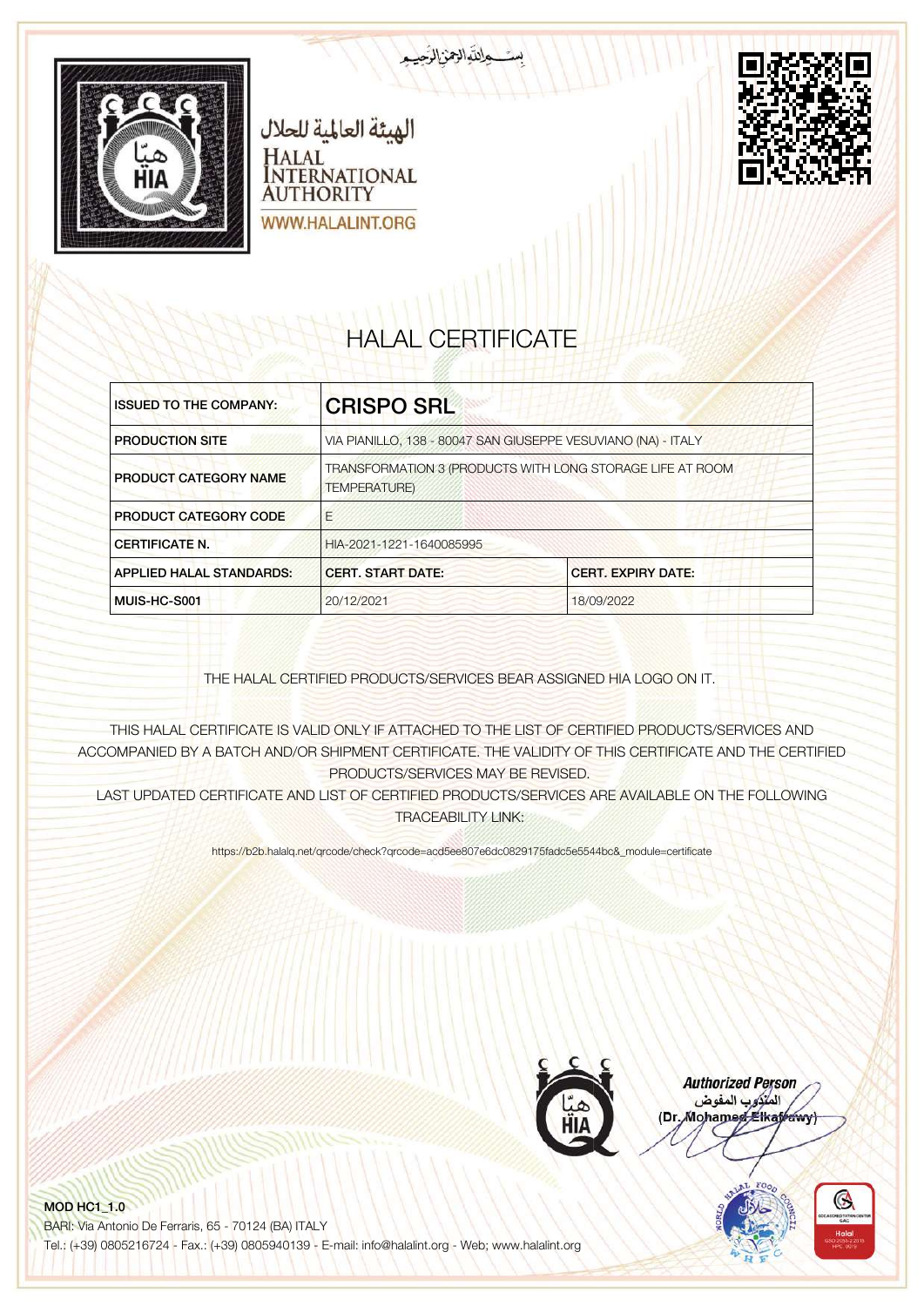بســـم الله الرحمن الرحيـم

الهيئة العالمية للحلال

HALAL INTERNATIONAL AUTHORITY

WWW.HALALINT.ORG

# HALAL CERTIFICATE

| ISSUED TO THE COMPANY: | **CRISPO SRL** | |
|---|---|---|
| PRODUCTION SITE | VIA PIANILLO, 138 - 80047 SAN GIUSEPPE VESUVIANO (NA) - ITALY | |
| PRODUCT CATEGORY NAME | TRANSFORMATION 3 (PRODUCTS WITH LONG STORAGE LIFE AT ROOM TEMPERATURE) | |
| PRODUCT CATEGORY CODE | E | |
| CERTIFICATE N. | HIA-2021-1221-1640085995 | |
| APPLIED HALAL STANDARDS: | CERT. START DATE: | CERT. EXPIRY DATE: |
| MUIS-HC-S001 | 20/12/2021 | 18/09/2022 |

THE HALAL CERTIFIED PRODUCTS/SERVICES BEAR ASSIGNED HIA LOGO ON IT.

THIS HALAL CERTIFICATE IS VALID ONLY IF ATTACHED TO THE LIST OF CERTIFIED PRODUCTS/SERVICES AND ACCOMPANIED BY A BATCH AND/OR SHIPMENT CERTIFICATE. THE VALIDITY OF THIS CERTIFICATE AND THE CERTIFIED PRODUCTS/SERVICES MAY BE REVISED.
LAST UPDATED CERTIFICATE AND LIST OF CERTIFIED PRODUCTS/SERVICES ARE AVAILABLE ON THE FOLLOWING TRACEABILITY LINK:

https://b2b.halalq.net/qrcode/check?qrcode=acd5ee807e6dc0829175fadc5e5544bc&_module=certificate

***Authorized Person***
المندوب المفوض
(Dr. Mohamed Elkafrawy)

**MOD HC1_1.0**
BARI: Via Antonio De Ferraris, 65 - 70124 (BA) ITALY
Tel.: (+39) 0805216724 - Fax.: (+39) 0805940139 - E-mail: info@halalint.org - Web; www.halalint.org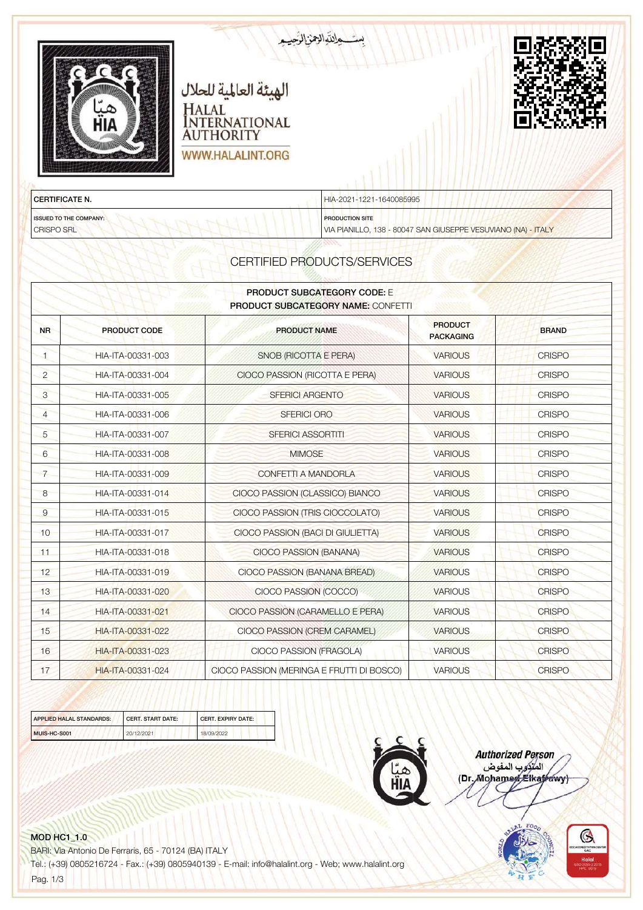بســـم الله الرحمن الرحيـم

الهيئة العالمية للحلال

HALAL INTERNATIONAL AUTHORITY

WWW.HALALINT.ORG

| CERTIFICATE N. | HIA-2021-1221-1640085995 |
|---|---|
| ISSUED TO THE COMPANY: CRISPO SRL | PRODUCTION SITE VIA PIANILLO, 138 - 80047 SAN GIUSEPPE VESUVIANO (NA) - ITALY |

## CERTIFIED PRODUCTS/SERVICES

**PRODUCT SUBCATEGORY CODE:** E
**PRODUCT SUBCATEGORY NAME:** CONFETTI

| NR | PRODUCT CODE | PRODUCT NAME | PRODUCT PACKAGING | BRAND |
|---|---|---|---|---|
| 1 | HIA-ITA-00331-003 | SNOB (RICOTTA E PERA) | VARIOUS | CRISPO |
| 2 | HIA-ITA-00331-004 | CIOCO PASSION (RICOTTA E PERA) | VARIOUS | CRISPO |
| 3 | HIA-ITA-00331-005 | SFERICI ARGENTO | VARIOUS | CRISPO |
| 4 | HIA-ITA-00331-006 | SFERICI ORO | VARIOUS | CRISPO |
| 5 | HIA-ITA-00331-007 | SFERICI ASSORTITI | VARIOUS | CRISPO |
| 6 | HIA-ITA-00331-008 | MIMOSE | VARIOUS | CRISPO |
| 7 | HIA-ITA-00331-009 | CONFETTI A MANDORLA | VARIOUS | CRISPO |
| 8 | HIA-ITA-00331-014 | CIOCO PASSION (CLASSICO) BIANCO | VARIOUS | CRISPO |
| 9 | HIA-ITA-00331-015 | CIOCO PASSION (TRIS CIOCCOLATO) | VARIOUS | CRISPO |
| 10 | HIA-ITA-00331-017 | CIOCO PASSION (BACI DI GIULIETTA) | VARIOUS | CRISPO |
| 11 | HIA-ITA-00331-018 | CIOCO PASSION (BANANA) | VARIOUS | CRISPO |
| 12 | HIA-ITA-00331-019 | CIOCO PASSION (BANANA BREAD) | VARIOUS | CRISPO |
| 13 | HIA-ITA-00331-020 | CIOCO PASSION (COCCO) | VARIOUS | CRISPO |
| 14 | HIA-ITA-00331-021 | CIOCO PASSION (CARAMELLO E PERA) | VARIOUS | CRISPO |
| 15 | HIA-ITA-00331-022 | CIOCO PASSION (CREM CARAMEL) | VARIOUS | CRISPO |
| 16 | HIA-ITA-00331-023 | CIOCO PASSION (FRAGOLA) | VARIOUS | CRISPO |
| 17 | HIA-ITA-00331-024 | CIOCO PASSION (MERINGA E FRUTTI DI BOSCO) | VARIOUS | CRISPO |

| APPLIED HALAL STANDARDS: | CERT. START DATE: | CERT. EXPIRY DATE: |
|---|---|---|
| MUIS-HC-S001 | 20/12/2021 | 18/09/2022 |

***Authorized Person***
المندوب المفوض
(Dr. Mohamed Elkafrawy)

**MOD HC1_1.0**
BARI: Via Antonio De Ferraris, 65 - 70124 (BA) ITALY
Tel.: (+39) 0805216724 - Fax.: (+39) 0805940139 - E-mail: info@halalint.org - Web: www.halalint.org
Pag. 1/3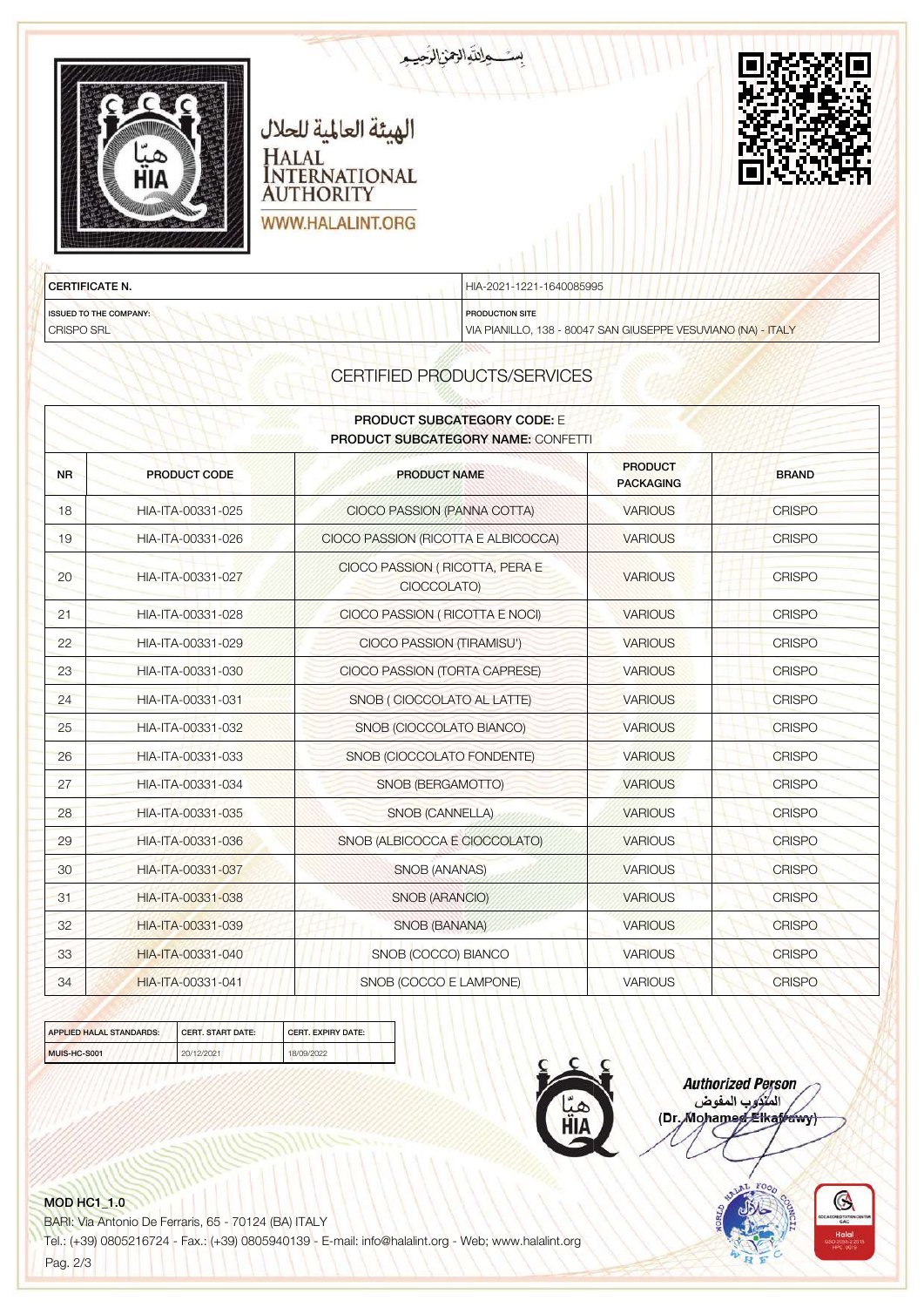بســـم الله الرحمن الرحيـم

الهيئة العالمية للحلال
HALAL INTERNATIONAL AUTHORITY
WWW.HALALINT.ORG

| CERTIFICATE N. | HIA-2021-1221-1640085995 |
|---|---|
| ISSUED TO THE COMPANY: CRISPO SRL | PRODUCTION SITE VIA PIANILLO, 138 - 80047 SAN GIUSEPPE VESUVIANO (NA) - ITALY |

## CERTIFIED PRODUCTS/SERVICES

**PRODUCT SUBCATEGORY CODE:** E
**PRODUCT SUBCATEGORY NAME:** CONFETTI

| NR | PRODUCT CODE | PRODUCT NAME | PRODUCT PACKAGING | BRAND |
|---|---|---|---|---|
| 18 | HIA-ITA-00331-025 | CIOCO PASSION (PANNA COTTA) | VARIOUS | CRISPO |
| 19 | HIA-ITA-00331-026 | CIOCO PASSION (RICOTTA E ALBICOCCA) | VARIOUS | CRISPO |
| 20 | HIA-ITA-00331-027 | CIOCO PASSION ( RICOTTA, PERA E CIOCCOLATO) | VARIOUS | CRISPO |
| 21 | HIA-ITA-00331-028 | CIOCO PASSION ( RICOTTA E NOCI) | VARIOUS | CRISPO |
| 22 | HIA-ITA-00331-029 | CIOCO PASSION (TIRAMISU') | VARIOUS | CRISPO |
| 23 | HIA-ITA-00331-030 | CIOCO PASSION (TORTA CAPRESE) | VARIOUS | CRISPO |
| 24 | HIA-ITA-00331-031 | SNOB ( CIOCCOLATO AL LATTE) | VARIOUS | CRISPO |
| 25 | HIA-ITA-00331-032 | SNOB (CIOCCOLATO BIANCO) | VARIOUS | CRISPO |
| 26 | HIA-ITA-00331-033 | SNOB (CIOCCOLATO FONDENTE) | VARIOUS | CRISPO |
| 27 | HIA-ITA-00331-034 | SNOB (BERGAMOTTO) | VARIOUS | CRISPO |
| 28 | HIA-ITA-00331-035 | SNOB (CANNELLA) | VARIOUS | CRISPO |
| 29 | HIA-ITA-00331-036 | SNOB (ALBICOCCA E CIOCCOLATO) | VARIOUS | CRISPO |
| 30 | HIA-ITA-00331-037 | SNOB (ANANAS) | VARIOUS | CRISPO |
| 31 | HIA-ITA-00331-038 | SNOB (ARANCIO) | VARIOUS | CRISPO |
| 32 | HIA-ITA-00331-039 | SNOB (BANANA) | VARIOUS | CRISPO |
| 33 | HIA-ITA-00331-040 | SNOB (COCCO) BIANCO | VARIOUS | CRISPO |
| 34 | HIA-ITA-00331-041 | SNOB (COCCO E LAMPONE) | VARIOUS | CRISPO |

| APPLIED HALAL STANDARDS: | CERT. START DATE: | CERT. EXPIRY DATE: |
|---|---|---|
| MUIS-HC-S001 | 20/12/2021 | 18/09/2022 |

**Authorized Person**
المندوب المفوض
(Dr. Mohamed Elkafrawy)

MOD HC1_1.0
BARI: Via Antonio De Ferraris, 65 - 70124 (BA) ITALY
Tel.: (+39) 0805216724 - Fax.: (+39) 0805940139 - E-mail: info@halalint.org - Web; www.halalint.org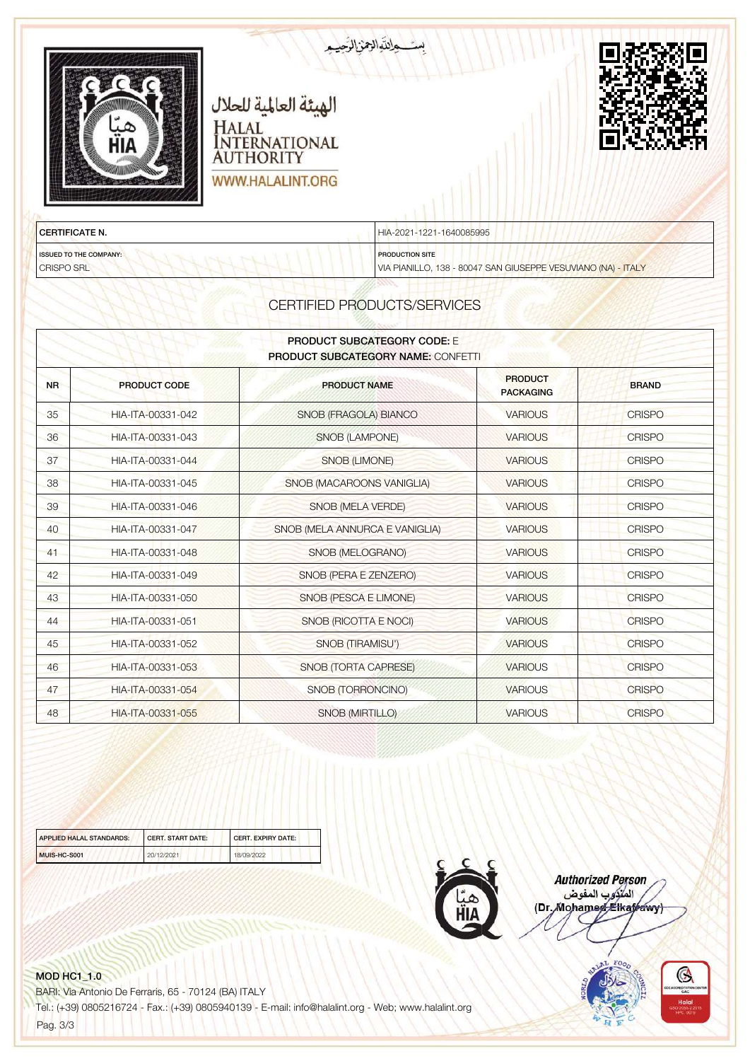بســم الله الرحمن الرحيم

الهيئة العالمية للحلال

HALAL INTERNATIONAL AUTHORITY

WWW.HALALINT.ORG

| CERTIFICATE N. | HIA-2021-1221-1640085995 |
|---|---|
| ISSUED TO THE COMPANY: CRISPO SRL | PRODUCTION SITE VIA PIANILLO, 138 - 80047 SAN GIUSEPPE VESUVIANO (NA) - ITALY |

## CERTIFIED PRODUCTS/SERVICES

**PRODUCT SUBCATEGORY CODE:** E
**PRODUCT SUBCATEGORY NAME:** CONFETTI

| NR | PRODUCT CODE | PRODUCT NAME | PRODUCT PACKAGING | BRAND |
|---|---|---|---|---|
| 35 | HIA-ITA-00331-042 | SNOB (FRAGOLA) BIANCO | VARIOUS | CRISPO |
| 36 | HIA-ITA-00331-043 | SNOB (LAMPONE) | VARIOUS | CRISPO |
| 37 | HIA-ITA-00331-044 | SNOB (LIMONE) | VARIOUS | CRISPO |
| 38 | HIA-ITA-00331-045 | SNOB (MACAROONS VANIGLIA) | VARIOUS | CRISPO |
| 39 | HIA-ITA-00331-046 | SNOB (MELA VERDE) | VARIOUS | CRISPO |
| 40 | HIA-ITA-00331-047 | SNOB (MELA ANNURCA E VANIGLIA) | VARIOUS | CRISPO |
| 41 | HIA-ITA-00331-048 | SNOB (MELOGRANO) | VARIOUS | CRISPO |
| 42 | HIA-ITA-00331-049 | SNOB (PERA E ZENZERO) | VARIOUS | CRISPO |
| 43 | HIA-ITA-00331-050 | SNOB (PESCA E LIMONE) | VARIOUS | CRISPO |
| 44 | HIA-ITA-00331-051 | SNOB (RICOTTA E NOCI) | VARIOUS | CRISPO |
| 45 | HIA-ITA-00331-052 | SNOB (TIRAMISU') | VARIOUS | CRISPO |
| 46 | HIA-ITA-00331-053 | SNOB (TORTA CAPRESE) | VARIOUS | CRISPO |
| 47 | HIA-ITA-00331-054 | SNOB (TORRONCINO) | VARIOUS | CRISPO |
| 48 | HIA-ITA-00331-055 | SNOB (MIRTILLO) | VARIOUS | CRISPO |

| APPLIED HALAL STANDARDS: | CERT. START DATE: | CERT. EXPIRY DATE: |
|---|---|---|
| MUIS-HC-S001 | 20/12/2021 | 18/09/2022 |

*Authorized Person*
المندوب المفوض
(Dr. Mohamed Elkafrawy)

MOD HC1_1.0
BARI: Via Antonio De Ferraris, 65 - 70124 (BA) ITALY
Tel.: (+39) 0805216724 - Fax.: (+39) 0805940139 - E-mail: info@halalint.org - Web; www.halalint.org